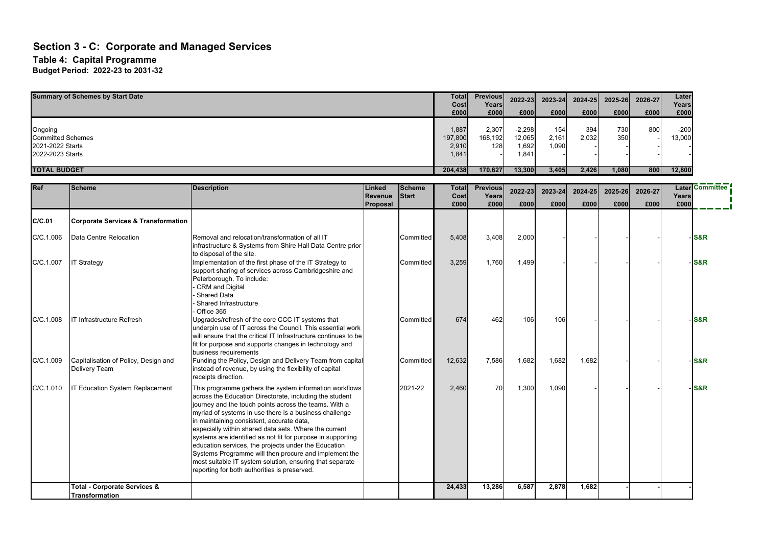# Section 3 - C: Corporate and Managed Services

## Table 4: Capital Programme

### Budget Period: 2022-23 to 2031-32

| Summary of Schemes by Start Date | Total Cost £000 | Previous Years £000 | 2022-23 £000 | 2023-24 £000 | 2024-25 £000 | 2025-26 £000 | 2026-27 £000 | Later Years £000 |
|---|---|---|---|---|---|---|---|---|
| Ongoing | 1,887 | 2,307 | -2,298 | 154 | 394 | 730 | 800 | -200 |
| Committed Schemes | 197,800 | 168,192 | 12,065 | 2,161 | 2,032 | 350 | - | 13,000 |
| 2021-2022 Starts | 2,910 | 128 | 1,692 | 1,090 | - | - | - | - |
| 2022-2023 Starts | 1,841 | - | 1,841 | - | - | - | - | - |
| **TOTAL BUDGET** | **204,438** | **170,627** | **13,300** | **3,405** | **2,426** | **1,080** | **800** | **12,800** |

| Ref | Scheme | Description | Linked Revenue Proposal | Scheme Start | Total Cost £000 | Previous Years £000 | 2022-23 £000 | 2023-24 £000 | 2024-25 £000 | 2025-26 £000 | 2026-27 £000 | Later Years £000 | Committee |
|---|---|---|---|---|---|---|---|---|---|---|---|---|---|
| **C/C.01** | **Corporate Services & Transformation** | | | | | | | | | | | | |
| C/C.1.006 | Data Centre Relocation | Removal and relocation/transformation of all IT infrastructure & Systems from Shire Hall Data Centre prior to disposal of the site. | | Committed | 5,408 | 3,408 | 2,000 | - | - | - | - | - | **S&R** |
| C/C.1.007 | IT Strategy | Implementation of the first phase of the IT Strategy to support sharing of services across Cambridgeshire and Peterborough. To include:<br>- CRM and Digital<br>- Shared Data<br>- Shared Infrastructure<br>- Office 365 | | Committed | 3,259 | 1,760 | 1,499 | - | - | - | - | - | **S&R** |
| C/C.1.008 | IT Infrastructure Refresh | Upgrades/refresh of the core CCC IT systems that underpin use of IT across the Council. This essential work will ensure that the critical IT Infrastructure continues to be fit for purpose and supports changes in technology and business requirements | | Committed | 674 | 462 | 106 | 106 | - | - | - | - | **S&R** |
| C/C.1.009 | Capitalisation of Policy, Design and Delivery Team | Funding the Policy, Design and Delivery Team from capital instead of revenue, by using the flexibility of capital receipts direction. | | Committed | 12,632 | 7,586 | 1,682 | 1,682 | 1,682 | - | - | - | **S&R** |
| C/C.1.010 | IT Education System Replacement | This programme gathers the system information workflows across the Education Directorate, including the student journey and the touch points across the teams. With a myriad of systems in use there is a business challenge in maintaining consistent, accurate data, especially within shared data sets. Where the current systems are identified as not fit for purpose in supporting education services, the projects under the Education Systems Programme will then procure and implement the most suitable IT system solution, ensuring that separate reporting for both authorities is preserved. | | 2021-22 | 2,460 | 70 | 1,300 | 1,090 | - | - | - | - | **S&R** |
| | **Total - Corporate Services & Transformation** | | | | **24,433** | **13,286** | **6,587** | **2,878** | **1,682** | **-** | **-** | **-** | |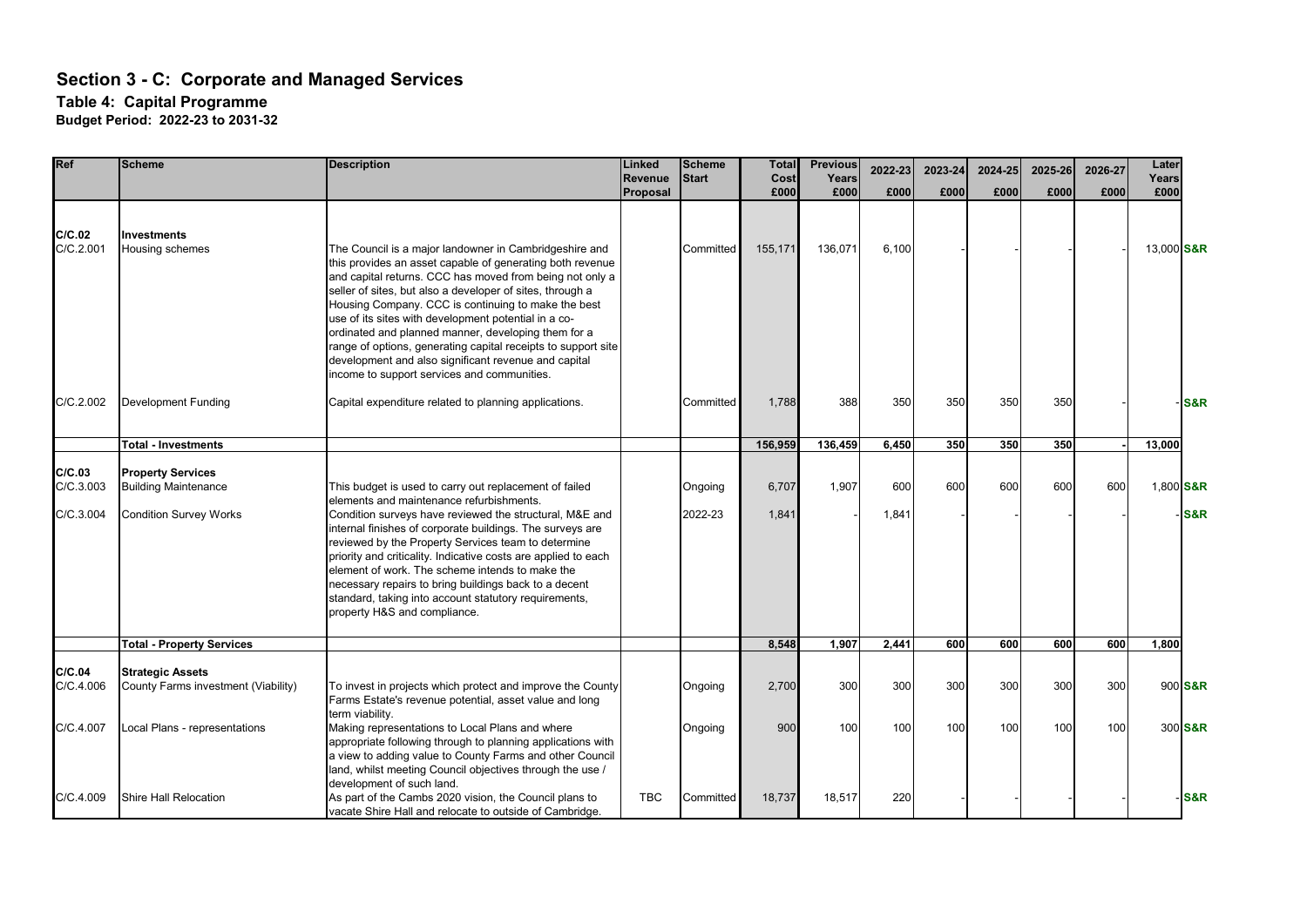# Section 3 - C: Corporate and Managed Services

**Table 4: Capital Programme**
**Budget Period: 2022-23 to 2031-32**

| Ref | Scheme | Description | Linked Revenue Proposal | Scheme Start | Total Cost £000 | Previous Years £000 | 2022-23 £000 | 2023-24 £000 | 2024-25 £000 | 2025-26 £000 | 2026-27 £000 | Later Years £000 | |
|---|---|---|---|---|---|---|---|---|---|---|---|---|---|
| **C/C.02** | **Investments** | | | | | | | | | | | | |
| C/C.2.001 | Housing schemes | The Council is a major landowner in Cambridgeshire and this provides an asset capable of generating both revenue and capital returns. CCC has moved from being not only a seller of sites, but also a developer of sites, through a Housing Company. CCC is continuing to make the best use of its sites with development potential in a co-ordinated and planned manner, developing them for a range of options, generating capital receipts to support site development and also significant revenue and capital income to support services and communities. | | Committed | 155,171 | 136,071 | 6,100 | - | - | - | - | 13,000 | **S&R** |
| C/C.2.002 | Development Funding | Capital expenditure related to planning applications. | | Committed | 1,788 | 388 | 350 | 350 | 350 | 350 | - | - | **S&R** |
| | **Total - Investments** | | | | **156,959** | **136,459** | **6,450** | **350** | **350** | **350** | **-** | **13,000** | |
| **C/C.03** | **Property Services** | | | | | | | | | | | | |
| C/C.3.003 | Building Maintenance | This budget is used to carry out replacement of failed elements and maintenance refurbishments. | | Ongoing | 6,707 | 1,907 | 600 | 600 | 600 | 600 | 600 | 1,800 | **S&R** |
| C/C.3.004 | Condition Survey Works | Condition surveys have reviewed the structural, M&E and internal finishes of corporate buildings. The surveys are reviewed by the Property Services team to determine priority and criticality. Indicative costs are applied to each element of work. The scheme intends to make the necessary repairs to bring buildings back to a decent standard, taking into account statutory requirements, property H&S and compliance. | | 2022-23 | 1,841 | - | 1,841 | - | - | - | - | - | **S&R** |
| | **Total - Property Services** | | | | **8,548** | **1,907** | **2,441** | **600** | **600** | **600** | **600** | **1,800** | |
| **C/C.04** | **Strategic Assets** | | | | | | | | | | | | |
| C/C.4.006 | County Farms investment (Viability) | To invest in projects which protect and improve the County Farms Estate's revenue potential, asset value and long term viability. | | Ongoing | 2,700 | 300 | 300 | 300 | 300 | 300 | 300 | 900 | **S&R** |
| C/C.4.007 | Local Plans - representations | Making representations to Local Plans and where appropriate following through to planning applications with a view to adding value to County Farms and other Council land, whilst meeting Council objectives through the use / development of such land. | | Ongoing | 900 | 100 | 100 | 100 | 100 | 100 | 100 | 300 | **S&R** |
| C/C.4.009 | Shire Hall Relocation | As part of the Cambs 2020 vision, the Council plans to vacate Shire Hall and relocate to outside of Cambridge. | TBC | Committed | 18,737 | 18,517 | 220 | - | - | - | - | - | **S&R** |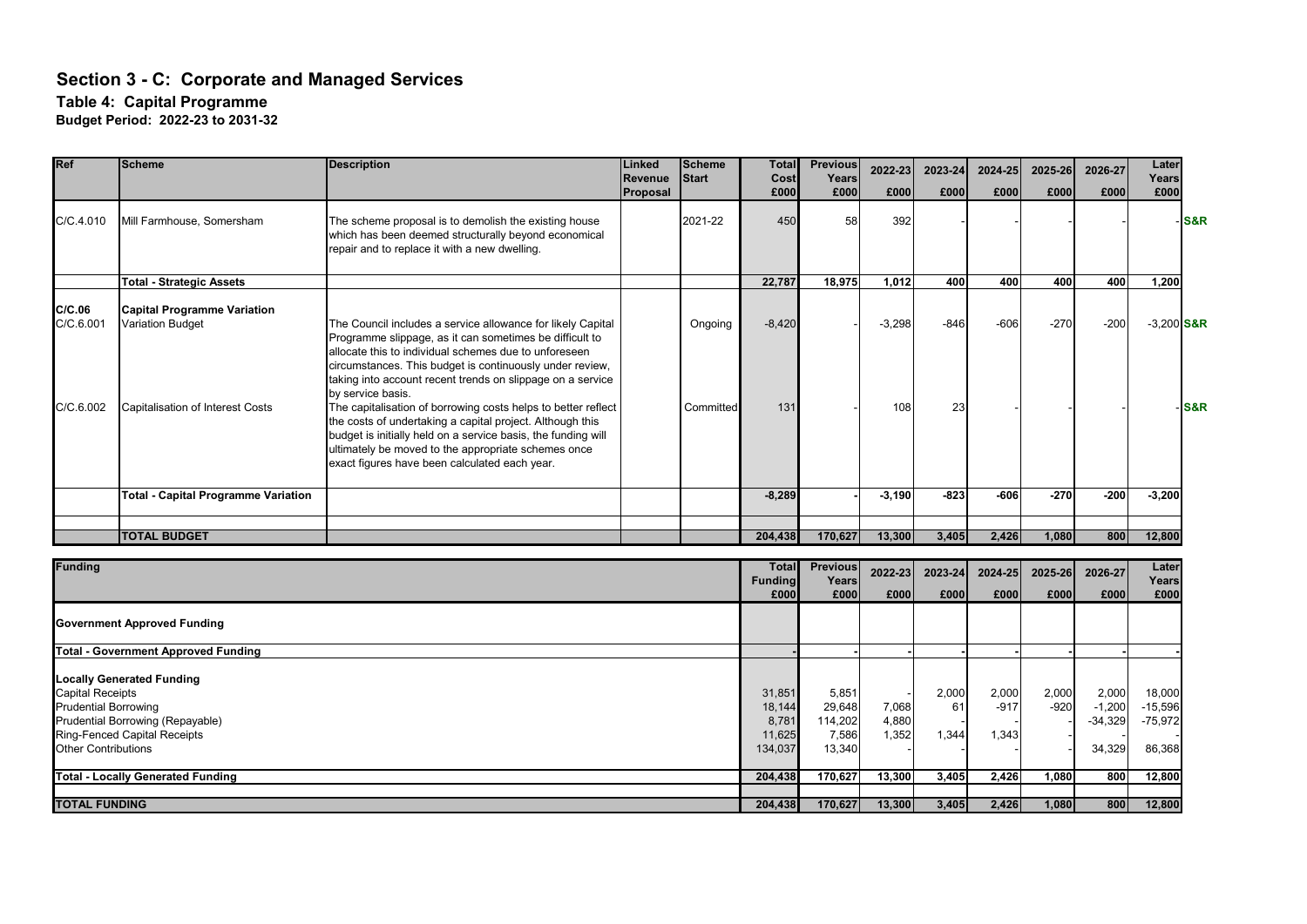# Section 3 - C: Corporate and Managed Services

## Table 4: Capital Programme

### Budget Period: 2022-23 to 2031-32

| Ref | Scheme | Description | Linked Revenue Proposal | Scheme Start | Total Cost £000 | Previous Years £000 | 2022-23 £000 | 2023-24 £000 | 2024-25 £000 | 2025-26 £000 | 2026-27 £000 | Later Years £000 | |
|---|---|---|---|---|---|---|---|---|---|---|---|---|---|
| C/C.4.010 | Mill Farmhouse, Somersham | The scheme proposal is to demolish the existing house which has been deemed structurally beyond economical repair and to replace it with a new dwelling. | | 2021-22 | 450 | 58 | 392 | - | - | - | - | - | S&R |
| | **Total - Strategic Assets** | | | | **22,787** | **18,975** | **1,012** | **400** | **400** | **400** | **400** | **1,200** | |
| **C/C.06** | **Capital Programme Variation** | | | | | | | | | | | | |
| C/C.6.001 | Variation Budget | The Council includes a service allowance for likely Capital Programme slippage, as it can sometimes be difficult to allocate this to individual schemes due to unforeseen circumstances. This budget is continuously under review, taking into account recent trends on slippage on a service by service basis. | | Ongoing | -8,420 | - | -3,298 | -846 | -606 | -270 | -200 | -3,200 | S&R |
| C/C.6.002 | Capitalisation of Interest Costs | The capitalisation of borrowing costs helps to better reflect the costs of undertaking a capital project. Although this budget is initially held on a service basis, the funding will ultimately be moved to the appropriate schemes once exact figures have been calculated each year. | | Committed | 131 | - | 108 | 23 | - | - | - | - | S&R |
| | **Total - Capital Programme Variation** | | | | **-8,289** | **-** | **-3,190** | **-823** | **-606** | **-270** | **-200** | **-3,200** | |
| | **TOTAL BUDGET** | | | | **204,438** | **170,627** | **13,300** | **3,405** | **2,426** | **1,080** | **800** | **12,800** | |

| Funding | Total Funding £000 | Previous Years £000 | 2022-23 £000 | 2023-24 £000 | 2024-25 £000 | 2025-26 £000 | 2026-27 £000 | Later Years £000 |
|---|---|---|---|---|---|---|---|---|
| **Government Approved Funding** | | | | | | | | |
| **Total - Government Approved Funding** | - | - | - | - | - | - | - | - |
| **Locally Generated Funding** | | | | | | | | |
| Capital Receipts | 31,851 | 5,851 | - | 2,000 | 2,000 | 2,000 | 2,000 | 18,000 |
| Prudential Borrowing | 18,144 | 29,648 | 7,068 | 61 | -917 | -920 | -1,200 | -15,596 |
| Prudential Borrowing (Repayable) | 8,781 | 114,202 | 4,880 | - | - | - | -34,329 | -75,972 |
| Ring-Fenced Capital Receipts | 11,625 | 7,586 | 1,352 | 1,344 | 1,343 | - | - | - |
| Other Contributions | 134,037 | 13,340 | - | - | - | - | 34,329 | 86,368 |
| **Total - Locally Generated Funding** | **204,438** | **170,627** | **13,300** | **3,405** | **2,426** | **1,080** | **800** | **12,800** |
| **TOTAL FUNDING** | **204,438** | **170,627** | **13,300** | **3,405** | **2,426** | **1,080** | **800** | **12,800** |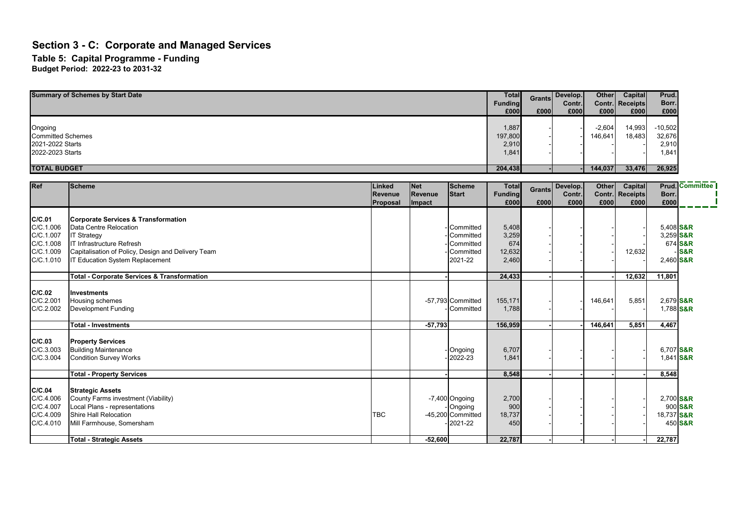# Section 3 - C: Corporate and Managed Services

## Table 5: Capital Programme - Funding

### Budget Period: 2022-23 to 2031-32

| Summary of Schemes by Start Date | Total Funding £000 | Grants £000 | Develop. Contr. £000 | Other Contr. £000 | Capital Receipts £000 | Prud. Borr. £000 |
|---|---|---|---|---|---|---|
| Ongoing | 1,887 | - | - | -2,604 | 14,993 | -10,502 |
| Committed Schemes | 197,800 | - | - | 146,641 | 18,483 | 32,676 |
| 2021-2022 Starts | 2,910 | - | - | - | - | 2,910 |
| 2022-2023 Starts | 1,841 | - | - | - | - | 1,841 |
| **TOTAL BUDGET** | **204,438** | **-** | **-** | **144,037** | **33,476** | **26,925** |

| Ref | Scheme | Linked Revenue Proposal | Net Revenue Impact | Scheme Start | Total Funding £000 | Grants £000 | Develop. Contr. £000 | Other Contr. £000 | Capital Receipts £000 | Prud. Borr. £000 | Committee |
|---|---|---|---|---|---|---|---|---|---|---|---|
| **C/C.01** | **Corporate Services & Transformation** | | | | | | | | | | |
| C/C.1.006 | Data Centre Relocation | | - | Committed | 5,408 | - | - | - | - | 5,408 | S&R |
| C/C.1.007 | IT Strategy | | - | Committed | 3,259 | - | - | - | - | 3,259 | S&R |
| C/C.1.008 | IT Infrastructure Refresh | | - | Committed | 674 | - | - | - | - | 674 | S&R |
| C/C.1.009 | Capitalisation of Policy, Design and Delivery Team | | - | Committed | 12,632 | - | - | - | 12,632 | - | S&R |
| C/C.1.010 | IT Education System Replacement | | - | 2021-22 | 2,460 | - | - | - | - | 2,460 | S&R |
| | **Total - Corporate Services & Transformation** | | **-** | | **24,433** | **-** | **-** | **-** | **12,632** | **11,801** | |
| **C/C.02** | **Investments** | | | | | | | | | | |
| C/C.2.001 | Housing schemes | | -57,793 | Committed | 155,171 | - | - | 146,641 | 5,851 | 2,679 | S&R |
| C/C.2.002 | Development Funding | | - | Committed | 1,788 | - | - | - | - | 1,788 | S&R |
| | **Total - Investments** | | **-57,793** | | **156,959** | **-** | **-** | **146,641** | **5,851** | **4,467** | |
| **C/C.03** | **Property Services** | | | | | | | | | | |
| C/C.3.003 | Building Maintenance | | - | Ongoing | 6,707 | - | - | - | - | 6,707 | S&R |
| C/C.3.004 | Condition Survey Works | | - | 2022-23 | 1,841 | - | - | - | - | 1,841 | S&R |
| | **Total - Property Services** | | **-** | | **8,548** | **-** | **-** | **-** | **-** | **8,548** | |
| **C/C.04** | **Strategic Assets** | | | | | | | | | | |
| C/C.4.006 | County Farms investment (Viability) | | -7,400 | Ongoing | 2,700 | - | - | - | - | 2,700 | S&R |
| C/C.4.007 | Local Plans - representations | | - | Ongoing | 900 | - | - | - | - | 900 | S&R |
| C/C.4.009 | Shire Hall Relocation | TBC | -45,200 | Committed | 18,737 | - | - | - | - | 18,737 | S&R |
| C/C.4.010 | Mill Farmhouse, Somersham | | - | 2021-22 | 450 | - | - | - | - | 450 | S&R |
| | **Total - Strategic Assets** | | **-52,600** | | **22,787** | **-** | **-** | **-** | **-** | **22,787** | |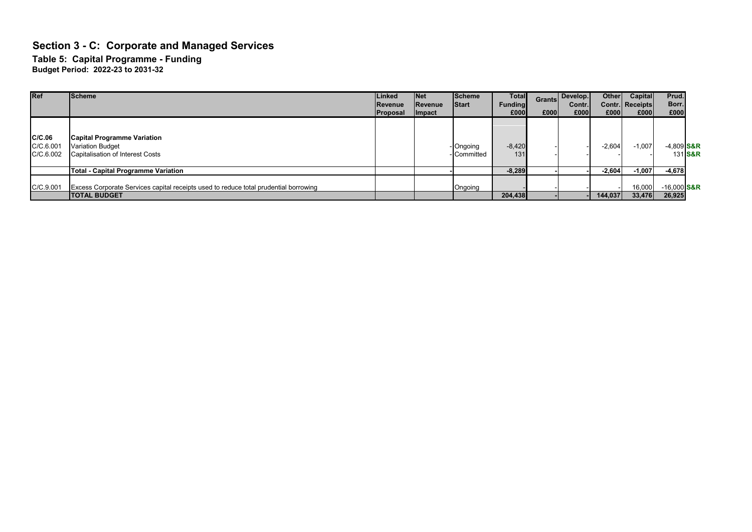# Section 3 - C: Corporate and Managed Services

## Table 5: Capital Programme - Funding

### Budget Period: 2022-23 to 2031-32

| Ref | Scheme | Linked Revenue Proposal | Net Revenue Impact | Scheme Start | Total Funding £000 | Grants £000 | Develop. Contr. £000 | Other Contr. £000 | Capital Receipts £000 | Prud. Borr. £000 | |
|---|---|---|---|---|---|---|---|---|---|---|---|
| **C/C.06** | **Capital Programme Variation** | | | | | | | | | | |
| C/C.6.001 | Variation Budget | | - | Ongoing | -8,420 | - | - | -2,604 | -1,007 | -4,809 | **S&R** |
| C/C.6.002 | Capitalisation of Interest Costs | | - | Committed | 131 | - | - | - | - | 131 | **S&R** |
| | **Total - Capital Programme Variation** | | **-** | | **-8,289** | **-** | **-** | **-2,604** | **-1,007** | **-4,678** | |
| C/C.9.001 | Excess Corporate Services capital receipts used to reduce total prudential borrowing | | | Ongoing | - | - | - | - | 16,000 | -16,000 | **S&R** |
| | **TOTAL BUDGET** | | | | **204,438** | **-** | **-** | **144,037** | **33,476** | **26,925** | |